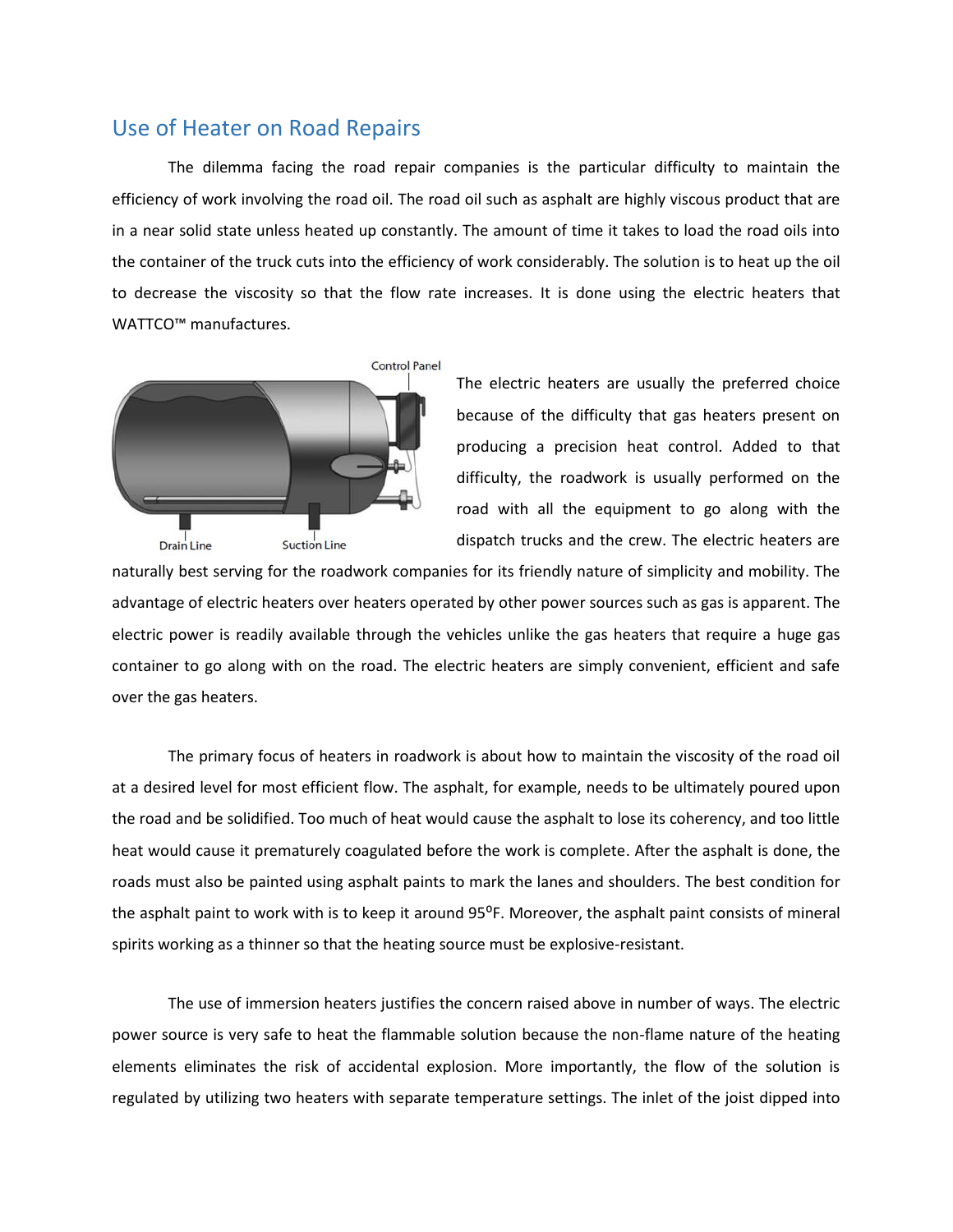## Use of Heater on Road Repairs

The dilemma facing the road repair companies is the particular difficulty to maintain the efficiency of work involving the road oil. The road oil such as asphalt are highly viscous product that are in a near solid state unless heated up constantly. The amount of time it takes to load the road oils into the container of the truck cuts into the efficiency of work considerably. The solution is to heat up the oil to decrease the viscosity so that the flow rate increases. It is done using the electric heaters that WATTCO™ manufactures.

The electric heaters are usually the preferred choice because of the difficulty that gas heaters present on producing a precision heat control. Added to that difficulty, the roadwork is usually performed on the road with all the equipment to go along with the dispatch trucks and the crew. The electric heaters are naturally best serving for the roadwork companies for its friendly nature of simplicity and mobility. The advantage of electric heaters over heaters operated by other power sources such as gas is apparent. The electric power is readily available through the vehicles unlike the gas heaters that require a huge gas container to go along with on the road. The electric heaters are simply convenient, efficient and safe over the gas heaters.

The primary focus of heaters in roadwork is about how to maintain the viscosity of the road oil at a desired level for most efficient flow. The asphalt, for example, needs to be ultimately poured upon the road and be solidified. Too much of heat would cause the asphalt to lose its coherency, and too little heat would cause it prematurely coagulated before the work is complete. After the asphalt is done, the roads must also be painted using asphalt paints to mark the lanes and shoulders. The best condition for the asphalt paint to work with is to keep it around 95$^{o}$F. Moreover, the asphalt paint consists of mineral spirits working as a thinner so that the heating source must be explosive-resistant.

The use of immersion heaters justifies the concern raised above in number of ways. The electric power source is very safe to heat the flammable solution because the non-flame nature of the heating elements eliminates the risk of accidental explosion. More importantly, the flow of the solution is regulated by utilizing two heaters with separate temperature settings. The inlet of the joist dipped into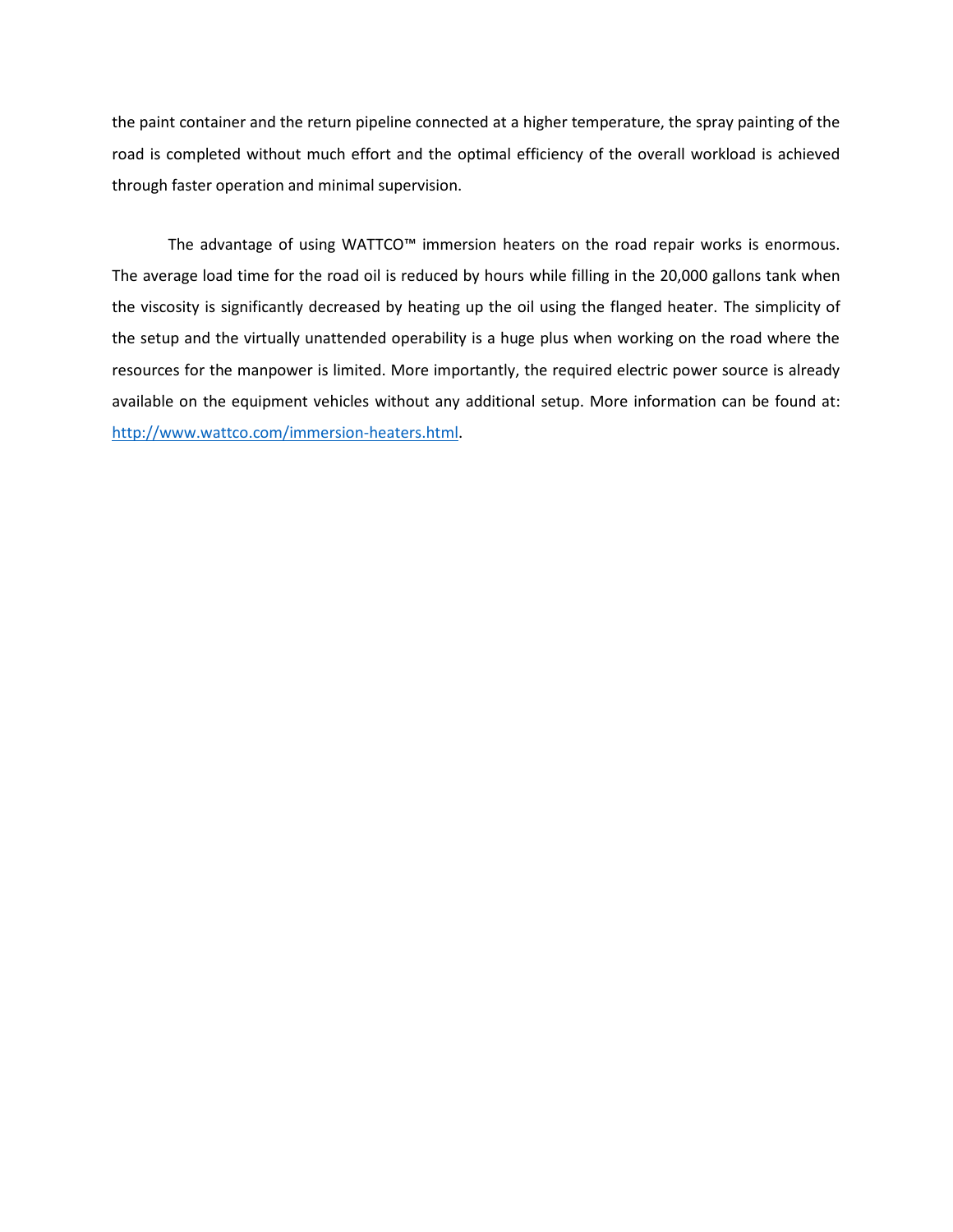the paint container and the return pipeline connected at a higher temperature, the spray painting of the road is completed without much effort and the optimal efficiency of the overall workload is achieved through faster operation and minimal supervision.

The advantage of using WATTCO™ immersion heaters on the road repair works is enormous. The average load time for the road oil is reduced by hours while filling in the 20,000 gallons tank when the viscosity is significantly decreased by heating up the oil using the flanged heater. The simplicity of the setup and the virtually unattended operability is a huge plus when working on the road where the resources for the manpower is limited. More importantly, the required electric power source is already available on the equipment vehicles without any additional setup. More information can be found at: [http://www.wattco.com/immersion-heaters.html](http://www.wattco.com/immersion-heaters.html).